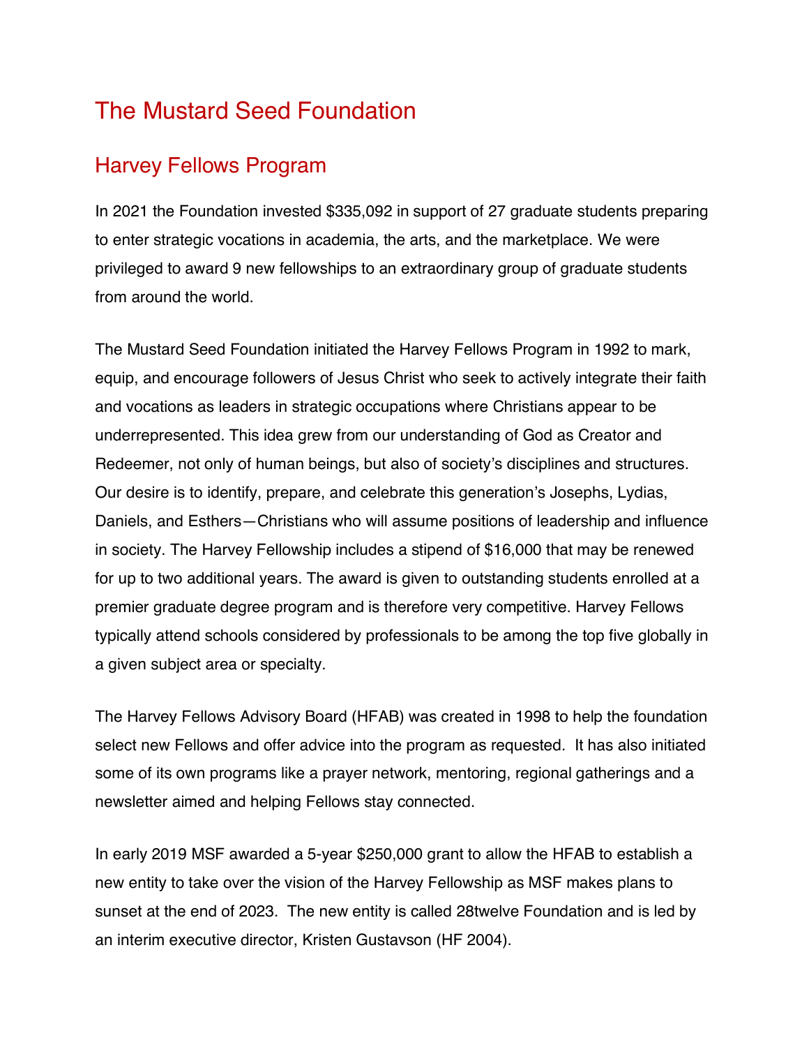# The Mustard Seed Foundation

## Harvey Fellows Program

In 2021 the Foundation invested $335,092 in support of 27 graduate students preparing to enter strategic vocations in academia, the arts, and the marketplace. We were privileged to award 9 new fellowships to an extraordinary group of graduate students from around the world.

The Mustard Seed Foundation initiated the Harvey Fellows Program in 1992 to mark, equip, and encourage followers of Jesus Christ who seek to actively integrate their faith and vocations as leaders in strategic occupations where Christians appear to be underrepresented. This idea grew from our understanding of God as Creator and Redeemer, not only of human beings, but also of society's disciplines and structures. Our desire is to identify, prepare, and celebrate this generation's Josephs, Lydias, Daniels, and Esthers—Christians who will assume positions of leadership and influence in society. The Harvey Fellowship includes a stipend of $16,000 that may be renewed for up to two additional years. The award is given to outstanding students enrolled at a premier graduate degree program and is therefore very competitive. Harvey Fellows typically attend schools considered by professionals to be among the top five globally in a given subject area or specialty.

The Harvey Fellows Advisory Board (HFAB) was created in 1998 to help the foundation select new Fellows and offer advice into the program as requested. It has also initiated some of its own programs like a prayer network, mentoring, regional gatherings and a newsletter aimed and helping Fellows stay connected.

In early 2019 MSF awarded a 5-year $250,000 grant to allow the HFAB to establish a new entity to take over the vision of the Harvey Fellowship as MSF makes plans to sunset at the end of 2023. The new entity is called 28twelve Foundation and is led by an interim executive director, Kristen Gustavson (HF 2004).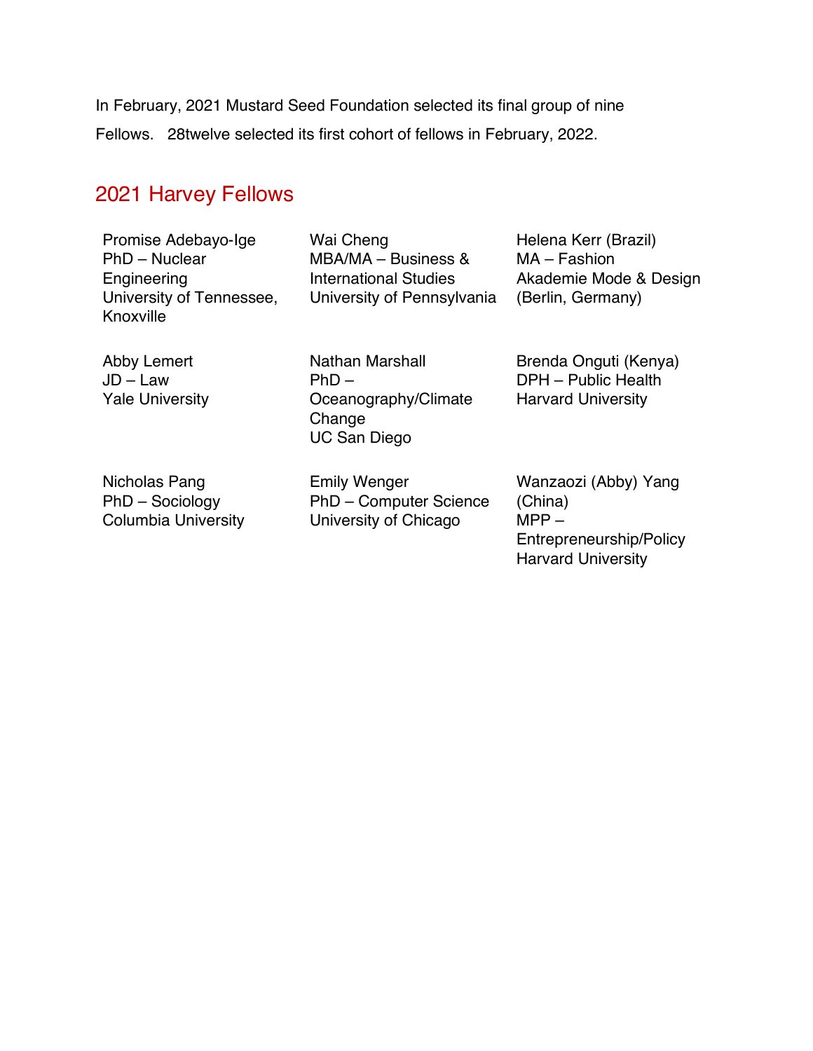In February, 2021 Mustard Seed Foundation selected its final group of nine Fellows. 28twelve selected its first cohort of fellows in February, 2022.

## 2021 Harvey Fellows

Promise Adebayo-Ige
PhD – Nuclear Engineering
University of Tennessee, Knoxville

Wai Cheng
MBA/MA – Business & International Studies
University of Pennsylvania

Helena Kerr (Brazil)
MA – Fashion
Akademie Mode & Design (Berlin, Germany)

Abby Lemert
JD – Law
Yale University

Nathan Marshall
PhD – Oceanography/Climate Change
UC San Diego

Brenda Onguti (Kenya)
DPH – Public Health
Harvard University

Nicholas Pang
PhD – Sociology
Columbia University

Emily Wenger
PhD – Computer Science
University of Chicago

Wanzaozi (Abby) Yang (China)
MPP – Entrepreneurship/Policy
Harvard University